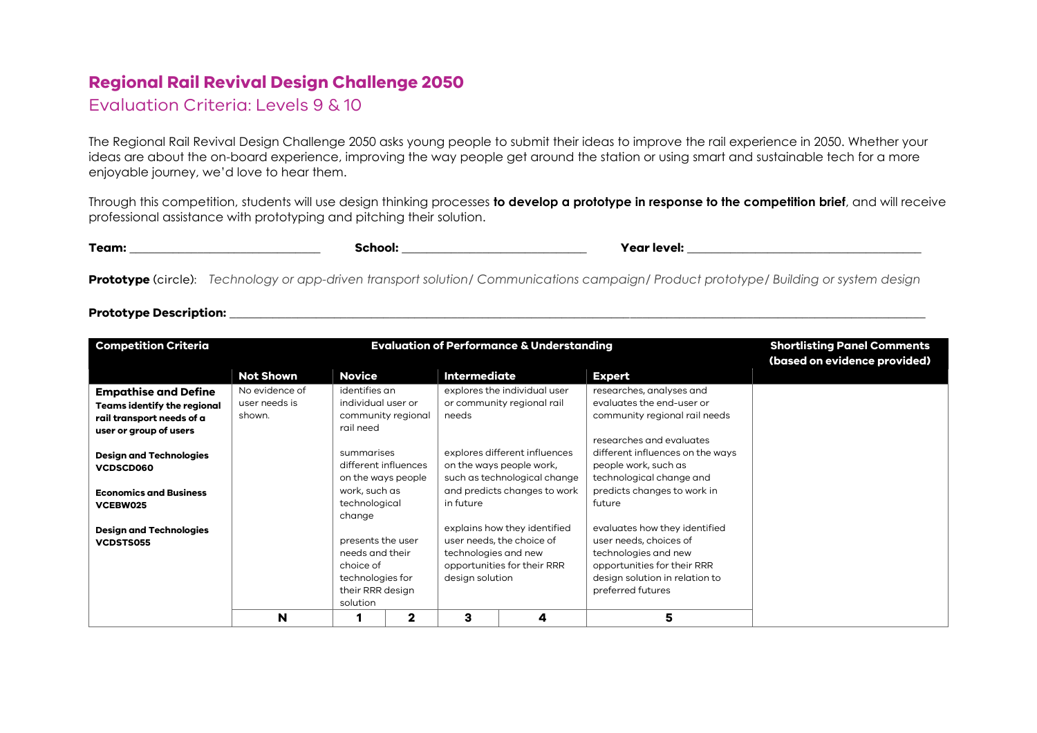# Regional Rail Revival Design Challenge 2050

## Evaluation Criteria: Levels 9 & 10

The Regional Rail Revival Design Challenge 2050 asks young people to submit their ideas to improve the rail experience in 2050. Whether your ideas are about the on-board experience, improving the way people get around the station or using smart and sustainable tech for a more enjoyable journey, we'd love to hear them.

Through this competition, students will use design thinking processes **to develop a prototype in response to the competition brief**, and will receive professional assistance with prototyping and pitching their solution.

**Team:** ______________________________ **School:** ______________________________ **Year level:** ______________________________

**Prototype** (circle): *Technology or app-driven transport solution/ Communications campaign/ Product prototype/ Building or system design*

**Prototype Description:** ______________________________________________________________________________

| Competition Criteria | Evaluation of Performance & Understanding | | | | | | Shortlisting Panel Comments (based on evidence provided) |
|---|---|---|---|---|---|---|---|
| | Not Shown | Novice | | Intermediate | | Expert | |
| **Empathise and Define**<br>**Teams identify the regional rail transport needs of a user or group of users**<br><br>**Design and Technologies VCDSCD060**<br><br>**Economics and Business VCEBW025**<br><br>**Design and Technologies VCDSTS055** | No evidence of user needs is shown. | identifies an individual user or community regional rail need<br><br>summarises different influences on the ways people work, such as technological change<br><br>presents the user needs and their choice of technologies for their RRR design solution | | explores the individual user or community regional rail needs<br><br>explores different influences on the ways people work, such as technological change and predicts changes to work in future<br><br>explains how they identified user needs, the choice of technologies and new opportunities for their RRR design solution | | researches, analyses and evaluates the end-user or community regional rail needs<br><br>researches and evaluates different influences on the ways people work, such as technological change and predicts changes to work in future<br><br>evaluates how they identified user needs, choices of technologies and new opportunities for their RRR design solution in relation to preferred futures | |
| | **N** | **1** | **2** | **3** | **4** | **5** | |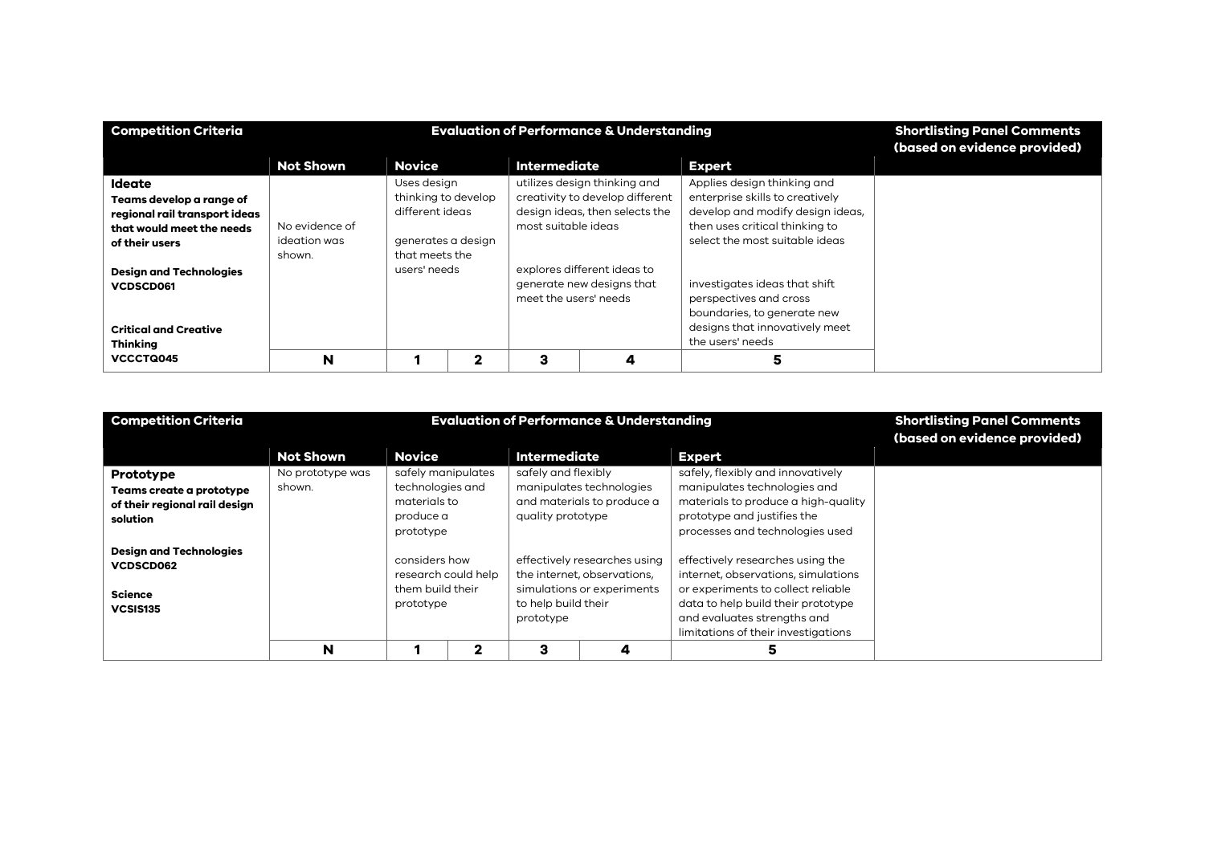| Competition Criteria | Evaluation of Performance & Understanding | | | | | | Shortlisting Panel Comments (based on evidence provided) |
|---|---|---|---|---|---|---|---|
| | **Not Shown** | **Novice** | | **Intermediate** | | **Expert** | |
| **Ideate**<br>**Teams develop a range of regional rail transport ideas that would meet the needs of their users**<br><br>**Design and Technologies VCDSCD061**<br><br>**Critical and Creative Thinking VCCCTQ045** | No evidence of ideation was shown. | Uses design thinking to develop different ideas<br><br>generates a design that meets the users' needs | | utilizes design thinking and creativity to develop different design ideas, then selects the most suitable ideas<br><br>explores different ideas to generate new designs that meet the users' needs | | Applies design thinking and enterprise skills to creatively develop and modify design ideas, then uses critical thinking to select the most suitable ideas<br><br>investigates ideas that shift perspectives and cross boundaries, to generate new designs that innovatively meet the users' needs | |
| | **N** | **1** | **2** | **3** | **4** | **5** | |

| Competition Criteria | Evaluation of Performance & Understanding | | | | | | Shortlisting Panel Comments (based on evidence provided) |
|---|---|---|---|---|---|---|---|
| | **Not Shown** | **Novice** | | **Intermediate** | | **Expert** | |
| **Prototype**<br>**Teams create a prototype of their regional rail design solution**<br><br>**Design and Technologies VCDSCD062**<br><br>**Science VCSIS135** | No prototype was shown. | safely manipulates technologies and materials to produce a prototype<br><br>considers how research could help them build their prototype | | safely and flexibly manipulates technologies and materials to produce a quality prototype<br><br>effectively researches using the internet, observations, simulations or experiments to help build their prototype | | safely, flexibly and innovatively manipulates technologies and materials to produce a high-quality prototype and justifies the processes and technologies used<br><br>effectively researches using the internet, observations, simulations or experiments to collect reliable data to help build their prototype and evaluates strengths and limitations of their investigations | |
| | **N** | **1** | **2** | **3** | **4** | **5** | |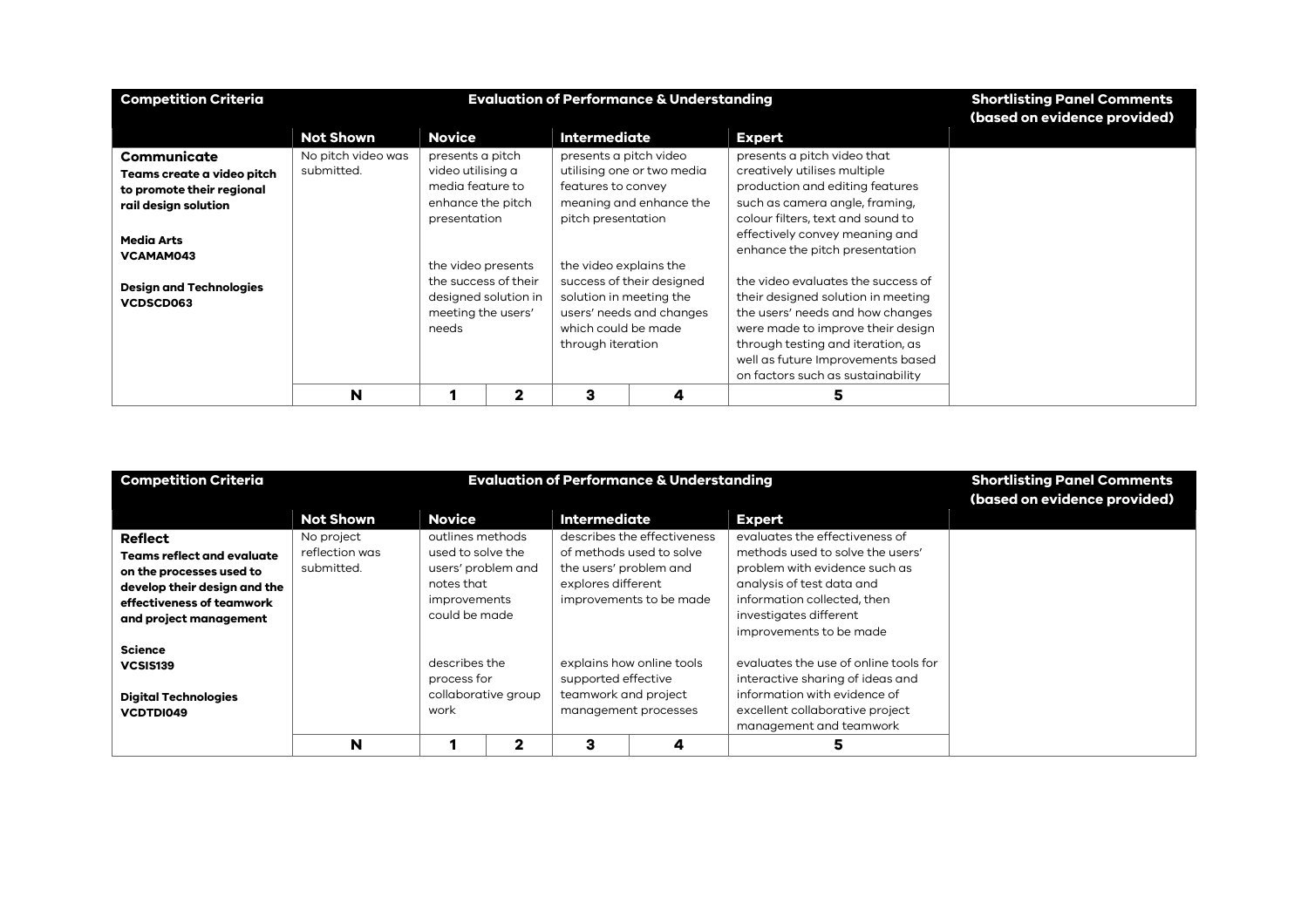| Competition Criteria | Evaluation of Performance & Understanding | | | | | | Shortlisting Panel Comments (based on evidence provided) |
|---|---|---|---|---|---|---|---|
| | **Not Shown** | **Novice** | | **Intermediate** | | **Expert** | |
| **Communicate**<br>**Teams create a video pitch to promote their regional rail design solution**<br><br>**Media Arts**<br>**VCAMAM043**<br><br>**Design and Technologies**<br>**VCDSCD063** | No pitch video was submitted. | presents a pitch video utilising a media feature to enhance the pitch presentation<br><br>the video presents the success of their designed solution in meeting the users' needs | | presents a pitch video utilising one or two media features to convey meaning and enhance the pitch presentation<br><br>the video explains the success of their designed solution in meeting the users' needs and changes which could be made through iteration | | presents a pitch video that creatively utilises multiple production and editing features such as camera angle, framing, colour filters, text and sound to effectively convey meaning and enhance the pitch presentation<br><br>the video evaluates the success of their designed solution in meeting the users' needs and how changes were made to improve their design through testing and iteration, as well as future Improvements based on factors such as sustainability | |
| | **N** | **1** | **2** | **3** | **4** | **5** | |

| Competition Criteria | Evaluation of Performance & Understanding | | | | | | Shortlisting Panel Comments (based on evidence provided) |
|---|---|---|---|---|---|---|---|
| | **Not Shown** | **Novice** | | **Intermediate** | | **Expert** | |
| **Reflect**<br>**Teams reflect and evaluate on the processes used to develop their design and the effectiveness of teamwork and project management**<br><br>**Science**<br>**VCSIS139**<br><br>**Digital Technologies**<br>**VCDTDI049** | No project reflection was submitted. | outlines methods used to solve the users' problem and notes that improvements could be made<br><br>describes the process for collaborative group work | | describes the effectiveness of methods used to solve the users' problem and explores different improvements to be made<br><br>explains how online tools supported effective teamwork and project management processes | | evaluates the effectiveness of methods used to solve the users' problem with evidence such as analysis of test data and information collected, then investigates different improvements to be made<br><br>evaluates the use of online tools for interactive sharing of ideas and information with evidence of excellent collaborative project management and teamwork | |
| | **N** | **1** | **2** | **3** | **4** | **5** | |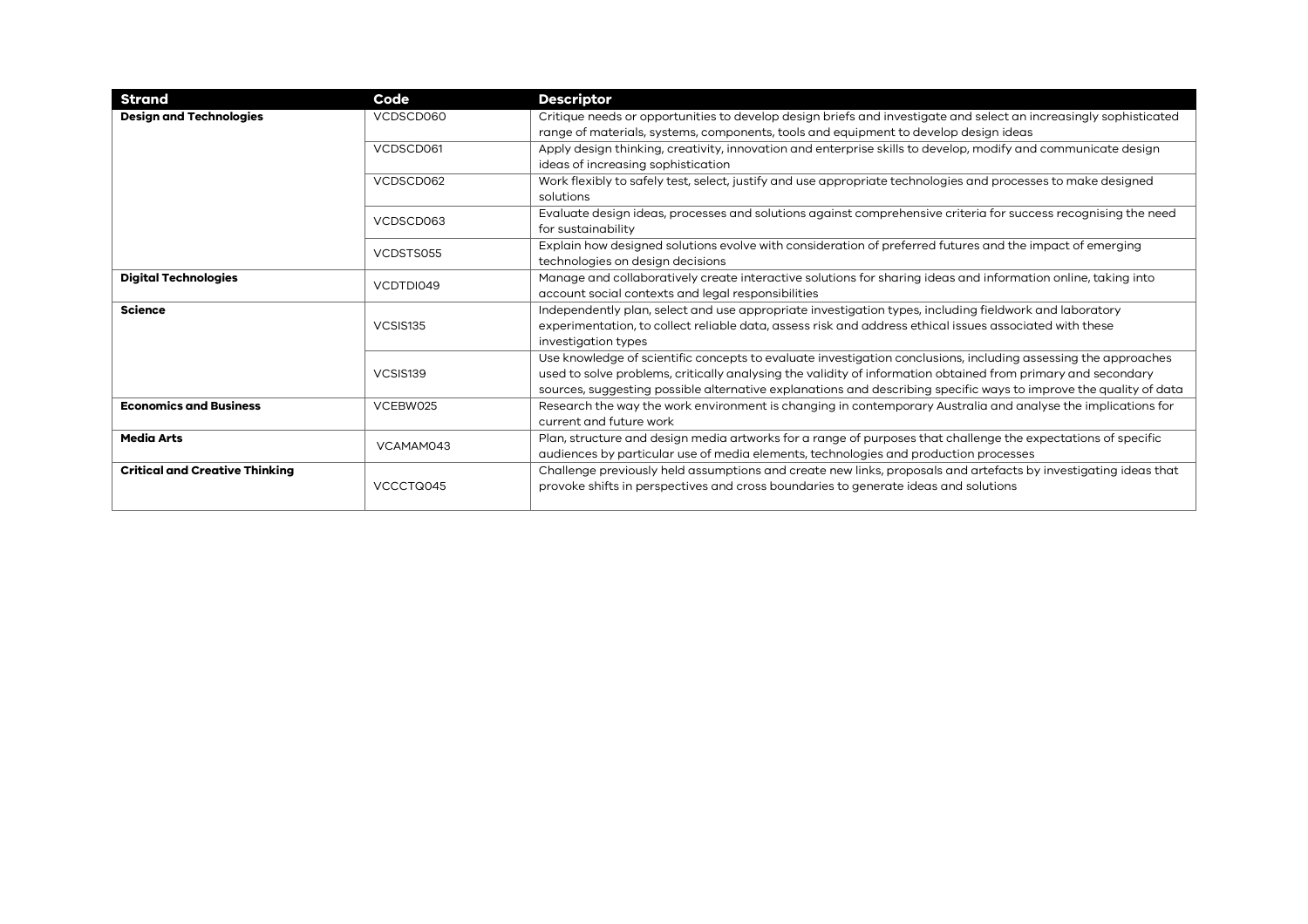| Strand | Code | Descriptor |
|---|---|---|
| **Design and Technologies** | VCDSCD060 | Critique needs or opportunities to develop design briefs and investigate and select an increasingly sophisticated range of materials, systems, components, tools and equipment to develop design ideas |
| | VCDSCD061 | Apply design thinking, creativity, innovation and enterprise skills to develop, modify and communicate design ideas of increasing sophistication |
| | VCDSCD062 | Work flexibly to safely test, select, justify and use appropriate technologies and processes to make designed solutions |
| | VCDSCD063 | Evaluate design ideas, processes and solutions against comprehensive criteria for success recognising the need for sustainability |
| | VCDSTS055 | Explain how designed solutions evolve with consideration of preferred futures and the impact of emerging technologies on design decisions |
| **Digital Technologies** | VCDTDI049 | Manage and collaboratively create interactive solutions for sharing ideas and information online, taking into account social contexts and legal responsibilities |
| **Science** | VCSIS135 | Independently plan, select and use appropriate investigation types, including fieldwork and laboratory experimentation, to collect reliable data, assess risk and address ethical issues associated with these investigation types |
| | VCSIS139 | Use knowledge of scientific concepts to evaluate investigation conclusions, including assessing the approaches used to solve problems, critically analysing the validity of information obtained from primary and secondary sources, suggesting possible alternative explanations and describing specific ways to improve the quality of data |
| **Economics and Business** | VCEBW025 | Research the way the work environment is changing in contemporary Australia and analyse the implications for current and future work |
| **Media Arts** | VCAMAM043 | Plan, structure and design media artworks for a range of purposes that challenge the expectations of specific audiences by particular use of media elements, technologies and production processes |
| **Critical and Creative Thinking** | VCCCTQ045 | Challenge previously held assumptions and create new links, proposals and artefacts by investigating ideas that provoke shifts in perspectives and cross boundaries to generate ideas and solutions |